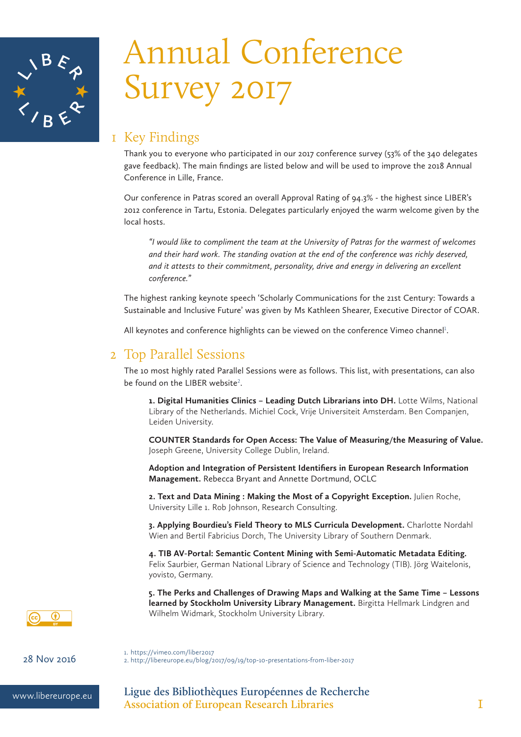# Annual Conference Survey 2017

## 1 Key Findings

Thank you to everyone who participated in our 2017 conference survey (53% of the 340 delegates gave feedback). The main findings are listed below and will be used to improve the 2018 Annual Conference in Lille, France.

Our conference in Patras scored an overall Approval Rating of 94.3% - the highest since LIBER's 2012 conference in Tartu, Estonia. Delegates particularly enjoyed the warm welcome given by the local hosts.

> *"I would like to compliment the team at the University of Patras for the warmest of welcomes and their hard work. The standing ovation at the end of the conference was richly deserved, and it attests to their commitment, personality, drive and energy in delivering an excellent conference."*

The highest ranking keynote speech 'Scholarly Communications for the 21st Century: Towards a Sustainable and Inclusive Future' was given by Ms Kathleen Shearer, Executive Director of COAR.

All keynotes and conference highlights can be viewed on the conference Vimeo channel[1].

## 2 Top Parallel Sessions

The 10 most highly rated Parallel Sessions were as follows. This list, with presentations, can also be found on the LIBER website[2].

**1. Digital Humanities Clinics – Leading Dutch Librarians into DH.** Lotte Wilms, National Library of the Netherlands. Michiel Cock, Vrije Universiteit Amsterdam. Ben Companjen, Leiden University.

**COUNTER Standards for Open Access: The Value of Measuring/the Measuring of Value.** Joseph Greene, University College Dublin, Ireland.

**Adoption and Integration of Persistent Identifiers in European Research Information Management.** Rebecca Bryant and Annette Dortmund, OCLC

**2. Text and Data Mining : Making the Most of a Copyright Exception.** Julien Roche, University Lille 1. Rob Johnson, Research Consulting.

**3. Applying Bourdieu's Field Theory to MLS Curricula Development.** Charlotte Nordahl Wien and Bertil Fabricius Dorch, The University Library of Southern Denmark.

**4. TIB AV-Portal: Semantic Content Mining with Semi-Automatic Metadata Editing.** Felix Saurbier, German National Library of Science and Technology (TIB). Jörg Waitelonis, yovisto, Germany.

**5. The Perks and Challenges of Drawing Maps and Walking at the Same Time – Lessons learned by Stockholm University Library Management.** Birgitta Hellmark Lindgren and Wilhelm Widmark, Stockholm University Library.

28 Nov 2016

1. https://vimeo.com/liber2017
2. http://libereurope.eu/blog/2017/09/19/top-10-presentations-from-liber-2017

www.libereurope.eu

Ligue des Bibliothèques Européennes de Recherche
Association of European Research Libraries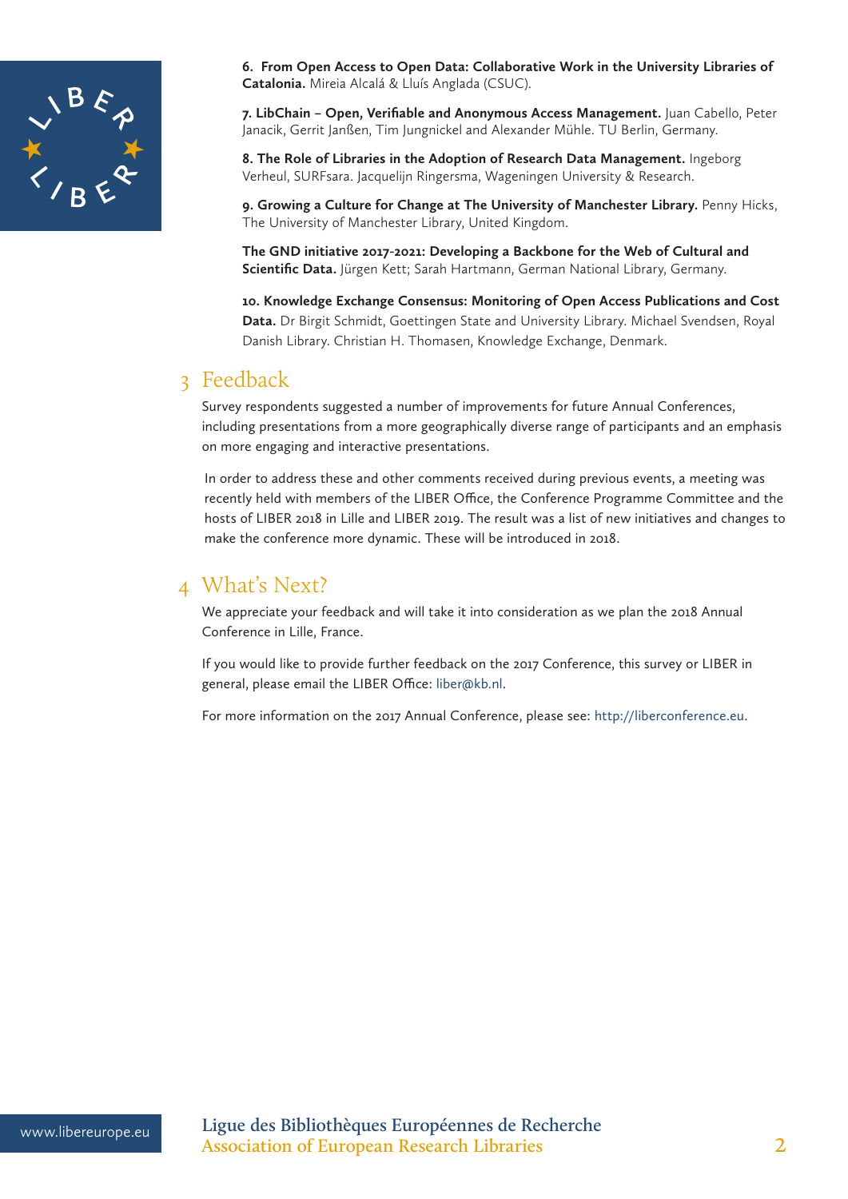**6. From Open Access to Open Data: Collaborative Work in the University Libraries of Catalonia.** Mireia Alcalá & Lluís Anglada (CSUC).

**7. LibChain – Open, Verifiable and Anonymous Access Management.** Juan Cabello, Peter Janacik, Gerrit Janßen, Tim Jungnickel and Alexander Mühle. TU Berlin, Germany.

**8. The Role of Libraries in the Adoption of Research Data Management.** Ingeborg Verheul, SURFsara. Jacquelijn Ringersma, Wageningen University & Research.

**9. Growing a Culture for Change at The University of Manchester Library.** Penny Hicks, The University of Manchester Library, United Kingdom.

**The GND initiative 2017-2021: Developing a Backbone for the Web of Cultural and Scientific Data.** Jürgen Kett; Sarah Hartmann, German National Library, Germany.

**10. Knowledge Exchange Consensus: Monitoring of Open Access Publications and Cost Data.** Dr Birgit Schmidt, Goettingen State and University Library. Michael Svendsen, Royal Danish Library. Christian H. Thomasen, Knowledge Exchange, Denmark.

## 3 Feedback

Survey respondents suggested a number of improvements for future Annual Conferences, including presentations from a more geographically diverse range of participants and an emphasis on more engaging and interactive presentations.

In order to address these and other comments received during previous events, a meeting was recently held with members of the LIBER Office, the Conference Programme Committee and the hosts of LIBER 2018 in Lille and LIBER 2019. The result was a list of new initiatives and changes to make the conference more dynamic. These will be introduced in 2018.

## 4 What's Next?

We appreciate your feedback and will take it into consideration as we plan the 2018 Annual Conference in Lille, France.

If you would like to provide further feedback on the 2017 Conference, this survey or LIBER in general, please email the LIBER Office: liber@kb.nl.

For more information on the 2017 Annual Conference, please see: http://liberconference.eu.